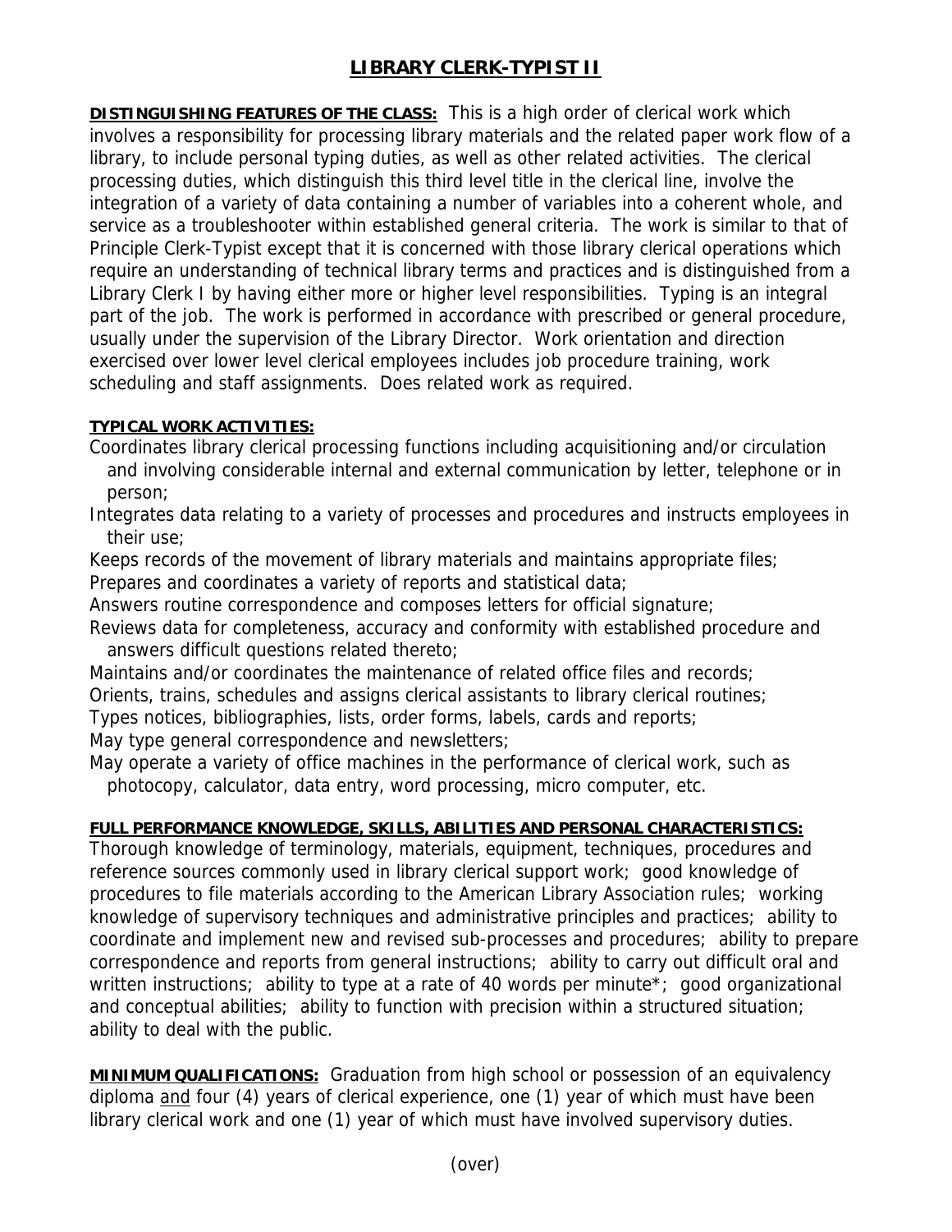# LIBRARY CLERK-TYPIST II

**DISTINGUISHING FEATURES OF THE CLASS:** This is a high order of clerical work which involves a responsibility for processing library materials and the related paper work flow of a library, to include personal typing duties, as well as other related activities. The clerical processing duties, which distinguish this third level title in the clerical line, involve the integration of a variety of data containing a number of variables into a coherent whole, and service as a troubleshooter within established general criteria. The work is similar to that of Principle Clerk-Typist except that it is concerned with those library clerical operations which require an understanding of technical library terms and practices and is distinguished from a Library Clerk I by having either more or higher level responsibilities. Typing is an integral part of the job. The work is performed in accordance with prescribed or general procedure, usually under the supervision of the Library Director. Work orientation and direction exercised over lower level clerical employees includes job procedure training, work scheduling and staff assignments. Does related work as required.

**TYPICAL WORK ACTIVITIES:**

Coordinates library clerical processing functions including acquisitioning and/or circulation and involving considerable internal and external communication by letter, telephone or in person;

Integrates data relating to a variety of processes and procedures and instructs employees in their use;

Keeps records of the movement of library materials and maintains appropriate files;

Prepares and coordinates a variety of reports and statistical data;

Answers routine correspondence and composes letters for official signature;

Reviews data for completeness, accuracy and conformity with established procedure and answers difficult questions related thereto;

Maintains and/or coordinates the maintenance of related office files and records;

Orients, trains, schedules and assigns clerical assistants to library clerical routines;

Types notices, bibliographies, lists, order forms, labels, cards and reports;

May type general correspondence and newsletters;

May operate a variety of office machines in the performance of clerical work, such as photocopy, calculator, data entry, word processing, micro computer, etc.

**FULL PERFORMANCE KNOWLEDGE, SKILLS, ABILITIES AND PERSONAL CHARACTERISTICS:**

Thorough knowledge of terminology, materials, equipment, techniques, procedures and reference sources commonly used in library clerical support work; good knowledge of procedures to file materials according to the American Library Association rules; working knowledge of supervisory techniques and administrative principles and practices; ability to coordinate and implement new and revised sub-processes and procedures; ability to prepare correspondence and reports from general instructions; ability to carry out difficult oral and written instructions; ability to type at a rate of 40 words per minute*; good organizational and conceptual abilities; ability to function with precision within a structured situation; ability to deal with the public.

**MINIMUM QUALIFICATIONS:** Graduation from high school or possession of an equivalency diploma and four (4) years of clerical experience, one (1) year of which must have been library clerical work and one (1) year of which must have involved supervisory duties.

(over)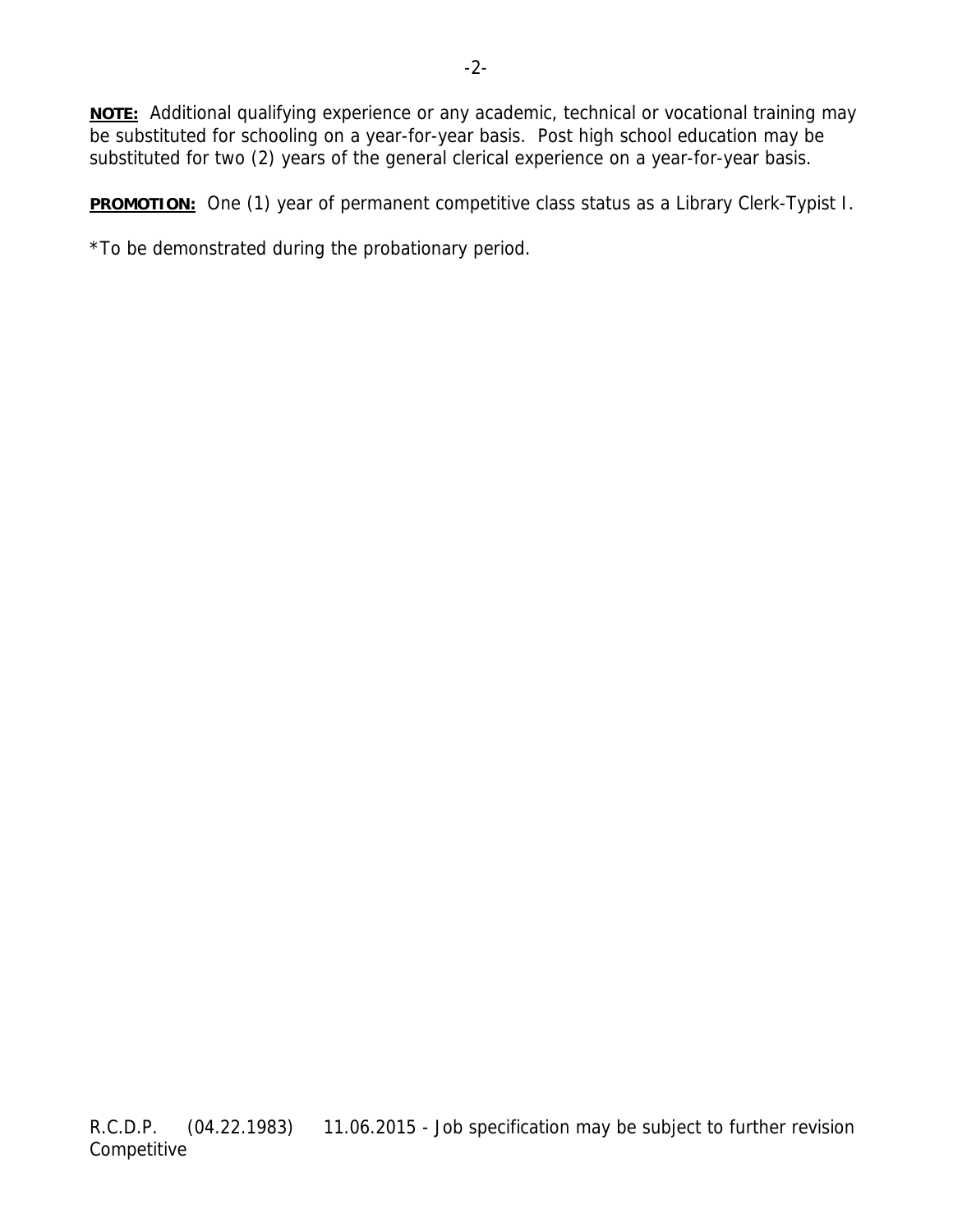**NOTE:** Additional qualifying experience or any academic, technical or vocational training may be substituted for schooling on a year-for-year basis. Post high school education may be substituted for two (2) years of the general clerical experience on a year-for-year basis.

**PROMOTION:** One (1) year of permanent competitive class status as a Library Clerk-Typist I.

*To be demonstrated during the probationary period.

R.C.D.P. (04.22.1983) 11.06.2015 - Job specification may be subject to further revision
Competitive